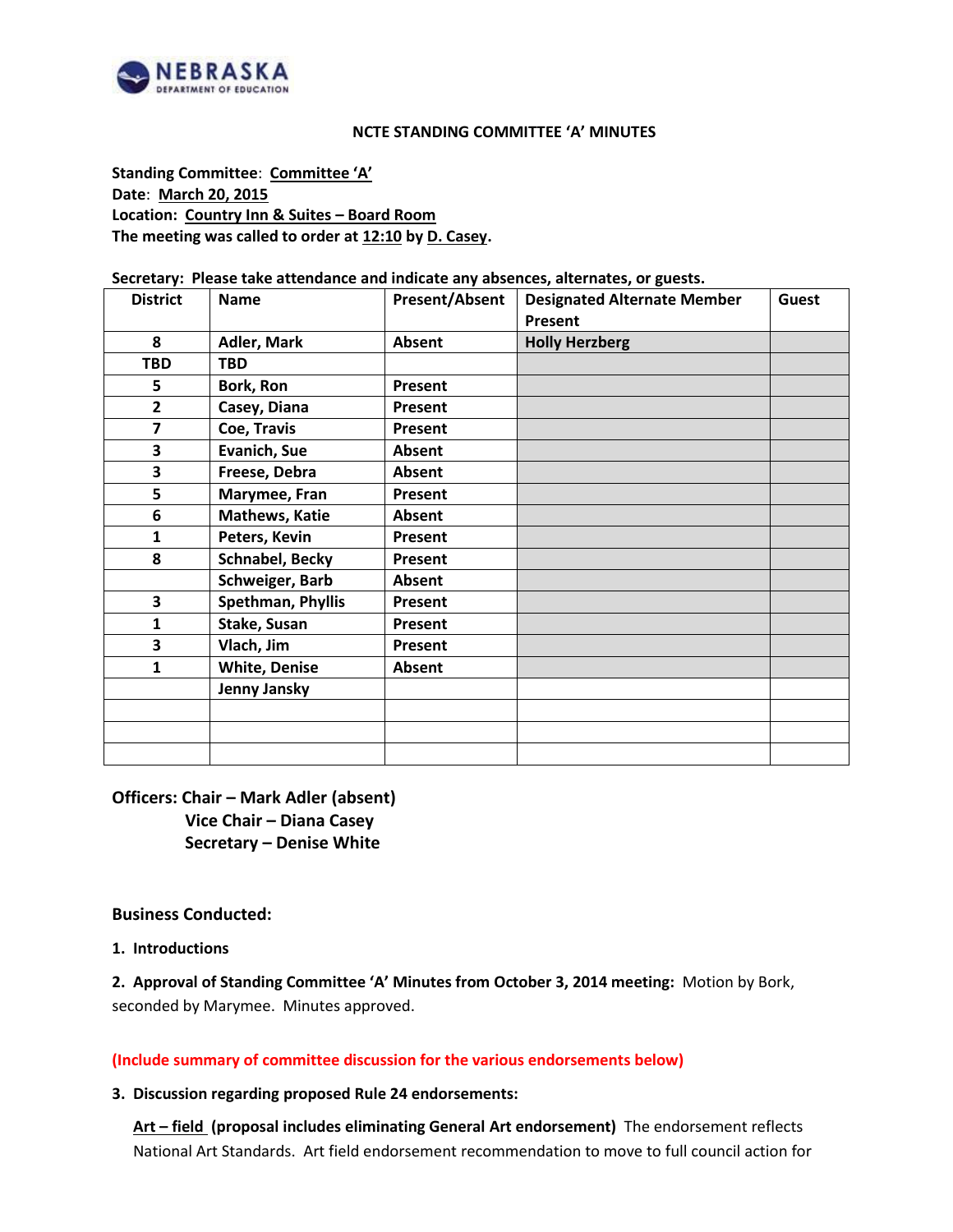# NCTE STANDING COMMITTEE 'A' MINUTES

**Standing Committee**: **Committee 'A'**
**Date**: **March 20, 2015**
**Location: Country Inn & Suites – Board Room**
**The meeting was called to order at 12:10 by D. Casey.**

**Secretary: Please take attendance and indicate any absences, alternates, or guests.**

| District | Name | Present/Absent | Designated Alternate Member Present | Guest |
|---|---|---|---|---|
| 8 | Adler, Mark | Absent | Holly Herzberg | |
| TBD | TBD | | | |
| 5 | Bork, Ron | Present | | |
| 2 | Casey, Diana | Present | | |
| 7 | Coe, Travis | Present | | |
| 3 | Evanich, Sue | Absent | | |
| 3 | Freese, Debra | Absent | | |
| 5 | Marymee, Fran | Present | | |
| 6 | Mathews, Katie | Absent | | |
| 1 | Peters, Kevin | Present | | |
| 8 | Schnabel, Becky | Present | | |
| | Schweiger, Barb | Absent | | |
| 3 | Spethman, Phyllis | Present | | |
| 1 | Stake, Susan | Present | | |
| 3 | Vlach, Jim | Present | | |
| 1 | White, Denise | Absent | | |
| | Jenny Jansky | | | |
| | | | | |
| | | | | |
| | | | | |

**Officers: Chair – Mark Adler (absent)**
**Vice Chair – Diana Casey**
**Secretary – Denise White**

**Business Conducted:**

**1. Introductions**

**2. Approval of Standing Committee 'A' Minutes from October 3, 2014 meeting:** Motion by Bork, seconded by Marymee. Minutes approved.

**(Include summary of committee discussion for the various endorsements below)**

**3. Discussion regarding proposed Rule 24 endorsements:**

**Art – field (proposal includes eliminating General Art endorsement)** The endorsement reflects National Art Standards. Art field endorsement recommendation to move to full council action for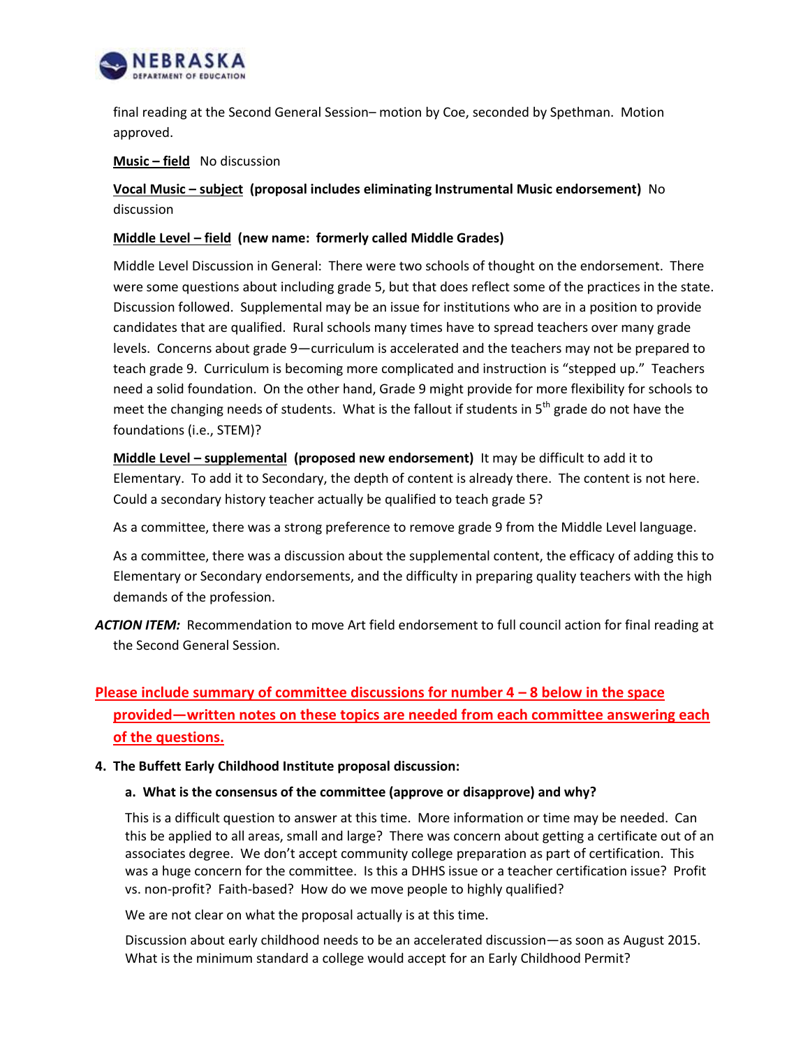final reading at the Second General Session– motion by Coe, seconded by Spethman. Motion approved.

**Music – field** No discussion

**Vocal Music – subject** **(proposal includes eliminating Instrumental Music endorsement)** No discussion

**Middle Level – field** **(new name: formerly called Middle Grades)**

Middle Level Discussion in General: There were two schools of thought on the endorsement. There were some questions about including grade 5, but that does reflect some of the practices in the state. Discussion followed. Supplemental may be an issue for institutions who are in a position to provide candidates that are qualified. Rural schools many times have to spread teachers over many grade levels. Concerns about grade 9—curriculum is accelerated and the teachers may not be prepared to teach grade 9. Curriculum is becoming more complicated and instruction is "stepped up." Teachers need a solid foundation. On the other hand, Grade 9 might provide for more flexibility for schools to meet the changing needs of students. What is the fallout if students in 5th grade do not have the foundations (i.e., STEM)?

**Middle Level – supplemental** **(proposed new endorsement)** It may be difficult to add it to Elementary. To add it to Secondary, the depth of content is already there. The content is not here. Could a secondary history teacher actually be qualified to teach grade 5?

As a committee, there was a strong preference to remove grade 9 from the Middle Level language.

As a committee, there was a discussion about the supplemental content, the efficacy of adding this to Elementary or Secondary endorsements, and the difficulty in preparing quality teachers with the high demands of the profession.

***ACTION ITEM:*** Recommendation to move Art field endorsement to full council action for final reading at the Second General Session.

**Please include summary of committee discussions for number 4 – 8 below in the space provided—written notes on these topics are needed from each committee answering each of the questions.**

**4. The Buffett Early Childhood Institute proposal discussion:**

**a. What is the consensus of the committee (approve or disapprove) and why?**

This is a difficult question to answer at this time. More information or time may be needed. Can this be applied to all areas, small and large? There was concern about getting a certificate out of an associates degree. We don't accept community college preparation as part of certification. This was a huge concern for the committee. Is this a DHHS issue or a teacher certification issue? Profit vs. non-profit? Faith-based? How do we move people to highly qualified?

We are not clear on what the proposal actually is at this time.

Discussion about early childhood needs to be an accelerated discussion—as soon as August 2015. What is the minimum standard a college would accept for an Early Childhood Permit?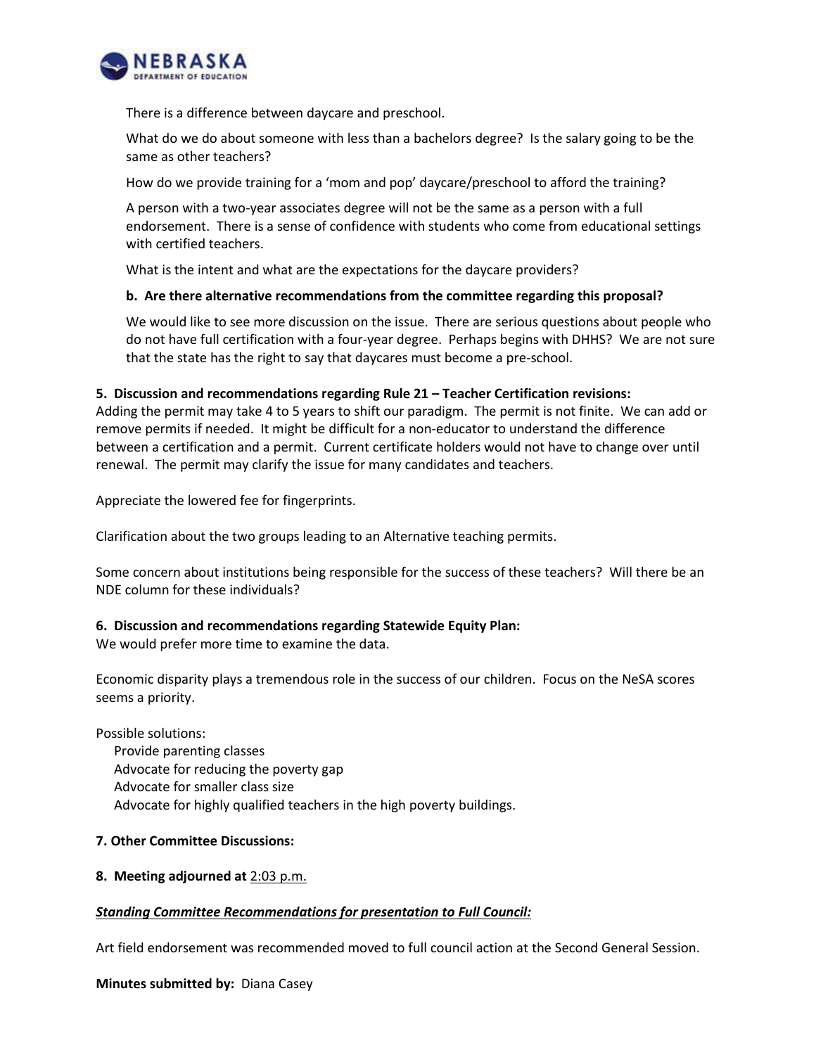There is a difference between daycare and preschool.

What do we do about someone with less than a bachelors degree? Is the salary going to be the same as other teachers?

How do we provide training for a 'mom and pop' daycare/preschool to afford the training?

A person with a two-year associates degree will not be the same as a person with a full endorsement. There is a sense of confidence with students who come from educational settings with certified teachers.

What is the intent and what are the expectations for the daycare providers?

**b. Are there alternative recommendations from the committee regarding this proposal?**

We would like to see more discussion on the issue. There are serious questions about people who do not have full certification with a four-year degree. Perhaps begins with DHHS? We are not sure that the state has the right to say that daycares must become a pre-school.

**5. Discussion and recommendations regarding Rule 21 – Teacher Certification revisions:**
Adding the permit may take 4 to 5 years to shift our paradigm. The permit is not finite. We can add or remove permits if needed. It might be difficult for a non-educator to understand the difference between a certification and a permit. Current certificate holders would not have to change over until renewal. The permit may clarify the issue for many candidates and teachers.

Appreciate the lowered fee for fingerprints.

Clarification about the two groups leading to an Alternative teaching permits.

Some concern about institutions being responsible for the success of these teachers? Will there be an NDE column for these individuals?

**6. Discussion and recommendations regarding Statewide Equity Plan:**
We would prefer more time to examine the data.

Economic disparity plays a tremendous role in the success of our children. Focus on the NeSA scores seems a priority.

Possible solutions:
- Provide parenting classes
- Advocate for reducing the poverty gap
- Advocate for smaller class size
- Advocate for highly qualified teachers in the high poverty buildings.

**7. Other Committee Discussions:**

**8. Meeting adjourned at** 2:03 p.m.

***Standing Committee Recommendations for presentation to Full Council:***

Art field endorsement was recommended moved to full council action at the Second General Session.

**Minutes submitted by:** Diana Casey